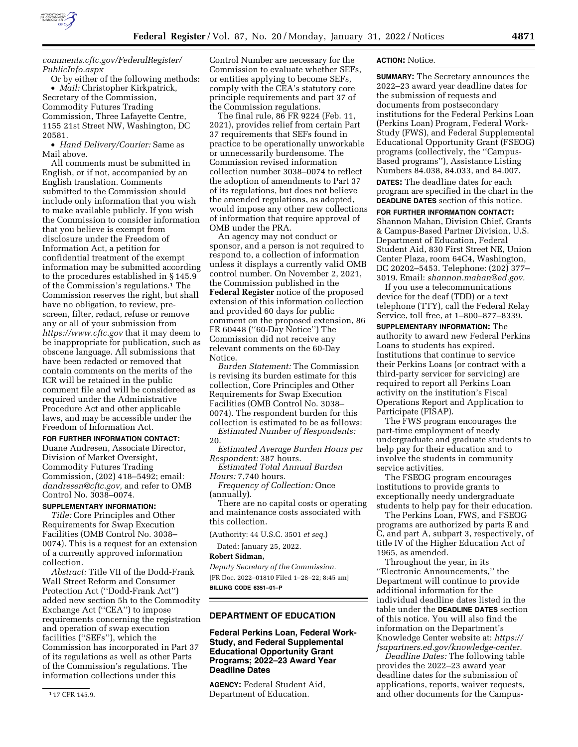*comments.cftc.gov/FederalRegister/PublicInfo.aspx*

Or by either of the following methods:

- *Mail:* Christopher Kirkpatrick, Secretary of the Commission, Commodity Futures Trading Commission, Three Lafayette Centre, 1155 21st Street NW, Washington, DC 20581.
- *Hand Delivery/Courier:* Same as Mail above.

All comments must be submitted in English, or if not, accompanied by an English translation. Comments submitted to the Commission should include only information that you wish to make available publicly. If you wish the Commission to consider information that you believe is exempt from disclosure under the Freedom of Information Act, a petition for confidential treatment of the exempt information may be submitted according to the procedures established in § 145.9 of the Commission's regulations.[1] The Commission reserves the right, but shall have no obligation, to review, pre-screen, filter, redact, refuse or remove any or all of your submission from *https://www.cftc.gov* that it may deem to be inappropriate for publication, such as obscene language. All submissions that have been redacted or removed that contain comments on the merits of the ICR will be retained in the public comment file and will be considered as required under the Administrative Procedure Act and other applicable laws, and may be accessible under the Freedom of Information Act.

**FOR FURTHER INFORMATION CONTACT:** Duane Andresen, Associate Director, Division of Market Oversight, Commodity Futures Trading Commission, (202) 418–5492; email: *dandresen@cftc.gov,* and refer to OMB Control No. 3038–0074.

**SUPPLEMENTARY INFORMATION:**

*Title:* Core Principles and Other Requirements for Swap Execution Facilities (OMB Control No. 3038–0074). This is a request for an extension of a currently approved information collection.

*Abstract:* Title VII of the Dodd-Frank Wall Street Reform and Consumer Protection Act (''Dodd-Frank Act'') added new section 5h to the Commodity Exchange Act (''CEA'') to impose requirements concerning the registration and operation of swap execution facilities (''SEFs''), which the Commission has incorporated in Part 37 of its regulations as well as other Parts of the Commission's regulations. The information collections under this Control Number are necessary for the Commission to evaluate whether SEFs, or entities applying to become SEFs, comply with the CEA's statutory core principle requirements and part 37 of the Commission regulations.

The final rule, 86 FR 9224 (Feb. 11, 2021), provides relief from certain Part 37 requirements that SEFs found in practice to be operationally unworkable or unnecessarily burdensome. The Commission revised information collection number 3038–0074 to reflect the adoption of amendments to Part 37 of its regulations, but does not believe the amended regulations, as adopted, would impose any other new collections of information that require approval of OMB under the PRA.

An agency may not conduct or sponsor, and a person is not required to respond to, a collection of information unless it displays a currently valid OMB control number. On November 2, 2021, the Commission published in the **Federal Register** notice of the proposed extension of this information collection and provided 60 days for public comment on the proposed extension, 86 FR 60448 (''60-Day Notice'') The Commission did not receive any relevant comments on the 60-Day Notice.

*Burden Statement:* The Commission is revising its burden estimate for this collection, Core Principles and Other Requirements for Swap Execution Facilities (OMB Control No. 3038–0074). The respondent burden for this collection is estimated to be as follows:

*Estimated Number of Respondents:* 20.

*Estimated Average Burden Hours per Respondent:* 387 hours.

*Estimated Total Annual Burden Hours:* 7,740 hours.

*Frequency of Collection:* Once (annually).

There are no capital costs or operating and maintenance costs associated with this collection.

(Authority: 44 U.S.C. 3501 *et seq.*)

Dated: January 25, 2022.

**Robert Sidman,**

*Deputy Secretary of the Commission.*

[FR Doc. 2022–01810 Filed 1–28–22; 8:45 am]

**BILLING CODE 6351–01–P**

[1] 17 CFR 145.9.

## DEPARTMENT OF EDUCATION

### Federal Perkins Loan, Federal Work-Study, and Federal Supplemental Educational Opportunity Grant Programs; 2022–23 Award Year Deadline Dates

**AGENCY:** Federal Student Aid, Department of Education.

**ACTION:** Notice.

**SUMMARY:** The Secretary announces the 2022–23 award year deadline dates for the submission of requests and documents from postsecondary institutions for the Federal Perkins Loan (Perkins Loan) Program, Federal Work-Study (FWS), and Federal Supplemental Educational Opportunity Grant (FSEOG) programs (collectively, the ''Campus-Based programs''), Assistance Listing Numbers 84.038, 84.033, and 84.007.

**DATES:** The deadline dates for each program are specified in the chart in the **DEADLINE DATES** section of this notice.

**FOR FURTHER INFORMATION CONTACT:** Shannon Mahan, Division Chief, Grants & Campus-Based Partner Division, U.S. Department of Education, Federal Student Aid, 830 First Street NE, Union Center Plaza, room 64C4, Washington, DC 20202–5453. Telephone: (202) 377–3019. Email: *shannon.mahan@ed.gov.*

If you use a telecommunications device for the deaf (TDD) or a text telephone (TTY), call the Federal Relay Service, toll free, at 1–800–877–8339.

**SUPPLEMENTARY INFORMATION:** The authority to award new Federal Perkins Loans to students has expired. Institutions that continue to service their Perkins Loans (or contract with a third-party servicer for servicing) are required to report all Perkins Loan activity on the institution's Fiscal Operations Report and Application to Participate (FISAP).

The FWS program encourages the part-time employment of needy undergraduate and graduate students to help pay for their education and to involve the students in community service activities.

The FSEOG program encourages institutions to provide grants to exceptionally needy undergraduate students to help pay for their education.

The Perkins Loan, FWS, and FSEOG programs are authorized by parts E and C, and part A, subpart 3, respectively, of title IV of the Higher Education Act of 1965, as amended.

Throughout the year, in its ''Electronic Announcements,'' the Department will continue to provide additional information for the individual deadline dates listed in the table under the **DEADLINE DATES** section of this notice. You will also find the information on the Department's Knowledge Center website at: *https://fsapartners.ed.gov/knowledge-center.*

*Deadline Dates:* The following table provides the 2022–23 award year deadline dates for the submission of applications, reports, waiver requests, and other documents for the Campus-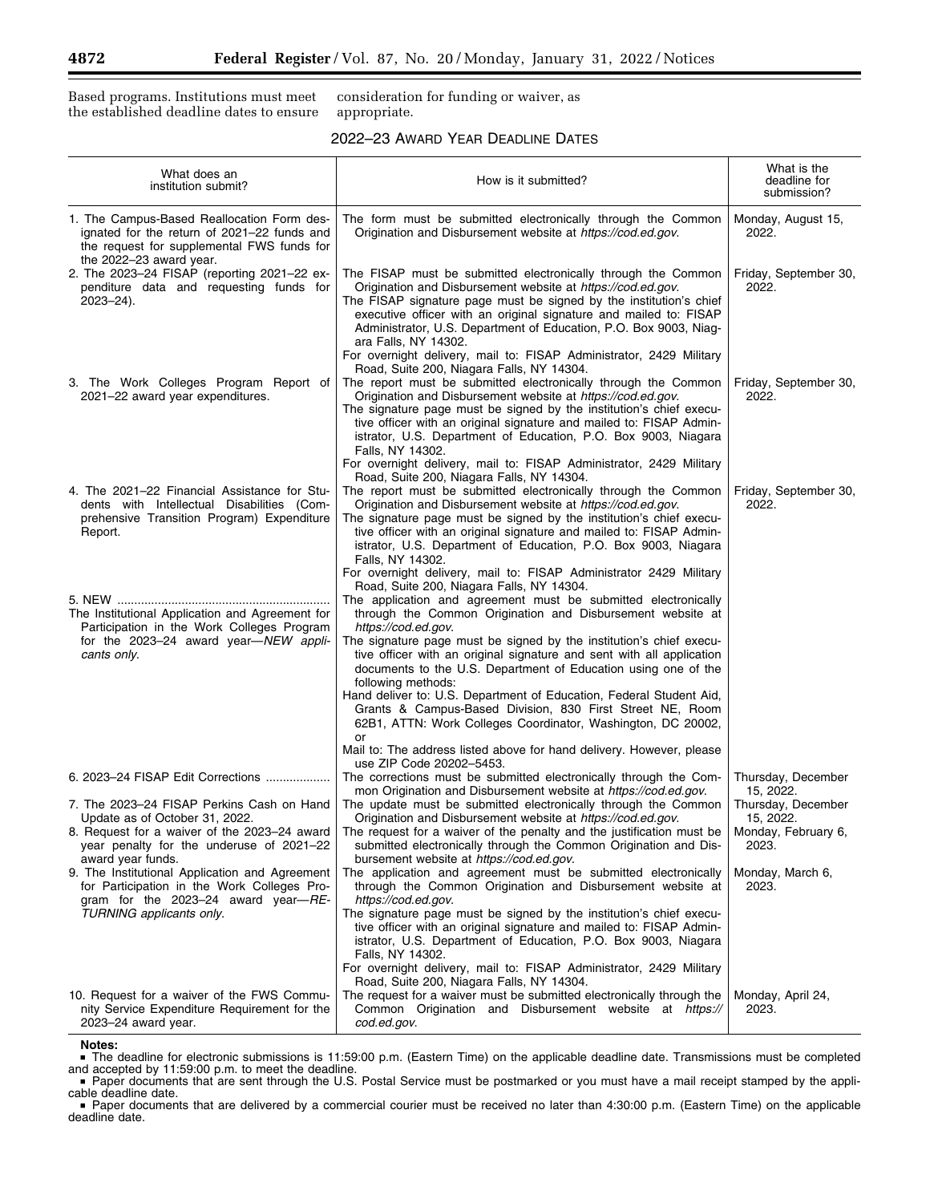Based programs. Institutions must meet the established deadline dates to ensure consideration for funding or waiver, as appropriate.

2022–23 Award Year Deadline Dates

| What does an institution submit? | How is it submitted? | What is the deadline for submission? |
|---|---|---|
| 1. The Campus-Based Reallocation Form designated for the return of 2021–22 funds and the request for supplemental FWS funds for the 2022–23 award year. | The form must be submitted electronically through the Common Origination and Disbursement website at *https://cod.ed.gov*. | Monday, August 15, 2022. |
| 2. The 2023–24 FISAP (reporting 2021–22 expenditure data and requesting funds for 2023–24). | The FISAP must be submitted electronically through the Common Origination and Disbursement website at *https://cod.ed.gov*. The FISAP signature page must be signed by the institution's chief executive officer with an original signature and mailed to: FISAP Administrator, U.S. Department of Education, P.O. Box 9003, Niagara Falls, NY 14302. For overnight delivery, mail to: FISAP Administrator, 2429 Military Road, Suite 200, Niagara Falls, NY 14304. | Friday, September 30, 2022. |
| 3. The Work Colleges Program Report of 2021–22 award year expenditures. | The report must be submitted electronically through the Common Origination and Disbursement website at *https://cod.ed.gov*. The signature page must be signed by the institution's chief executive officer with an original signature and mailed to: FISAP Administrator, U.S. Department of Education, P.O. Box 9003, Niagara Falls, NY 14302. For overnight delivery, mail to: FISAP Administrator, 2429 Military Road, Suite 200, Niagara Falls, NY 14304. | Friday, September 30, 2022. |
| 4. The 2021–22 Financial Assistance for Students with Intellectual Disabilities (Comprehensive Transition Program) Expenditure Report. | The report must be submitted electronically through the Common Origination and Disbursement website at *https://cod.ed.gov*. The signature page must be signed by the institution's chief executive officer with an original signature and mailed to: FISAP Administrator, U.S. Department of Education, P.O. Box 9003, Niagara Falls, NY 14302. For overnight delivery, mail to: FISAP Administrator 2429 Military Road, Suite 200, Niagara Falls, NY 14304. | Friday, September 30, 2022. |
| 5. NEW. The Institutional Application and Agreement for Participation in the Work Colleges Program for the 2023–24 award year—*NEW applicants only*. | The application and agreement must be submitted electronically through the Common Origination and Disbursement website at *https://cod.ed.gov*. The signature page must be signed by the institution's chief executive officer with an original signature and sent with all application documents to the U.S. Department of Education using one of the following methods: Hand deliver to: U.S. Department of Education, Federal Student Aid, Grants & Campus-Based Division, 830 First Street NE, Room 62B1, ATTN: Work Colleges Coordinator, Washington, DC 20002, or Mail to: The address listed above for hand delivery. However, please use ZIP Code 20202–5453. | |
| 6. 2023–24 FISAP Edit Corrections | The corrections must be submitted electronically through the Common Origination and Disbursement website at *https://cod.ed.gov*. | Thursday, December 15, 2022. |
| 7. The 2023–24 FISAP Perkins Cash on Hand Update as of October 31, 2022. | The update must be submitted electronically through the Common Origination and Disbursement website at *https://cod.ed.gov*. | Thursday, December 15, 2022. |
| 8. Request for a waiver of the 2023–24 award year penalty for the underuse of 2021–22 award year funds. | The request for a waiver of the penalty and the justification must be submitted electronically through the Common Origination and Disbursement website at *https://cod.ed.gov*. | Monday, February 6, 2023. |
| 9. The Institutional Application and Agreement for Participation in the Work Colleges Program for the 2023–24 award year—*RETURNING applicants only*. | The application and agreement must be submitted electronically through the Common Origination and Disbursement website at *https://cod.ed.gov*. The signature page must be signed by the institution's chief executive officer with an original signature and mailed to: FISAP Administrator, U.S. Department of Education, P.O. Box 9003, Niagara Falls, NY 14302. For overnight delivery, mail to: FISAP Administrator, 2429 Military Road, Suite 200, Niagara Falls, NY 14304. | Monday, March 6, 2023. |
| 10. Request for a waiver of the FWS Community Service Expenditure Requirement for the 2023–24 award year. | The request for a waiver must be submitted electronically through the Common Origination and Disbursement website at *https://cod.ed.gov*. | Monday, April 24, 2023. |

**Notes:**

- The deadline for electronic submissions is 11:59:00 p.m. (Eastern Time) on the applicable deadline date. Transmissions must be completed and accepted by 11:59:00 p.m. to meet the deadline.
- Paper documents that are sent through the U.S. Postal Service must be postmarked or you must have a mail receipt stamped by the applicable deadline date.
- Paper documents that are delivered by a commercial courier must be received no later than 4:30:00 p.m. (Eastern Time) on the applicable deadline date.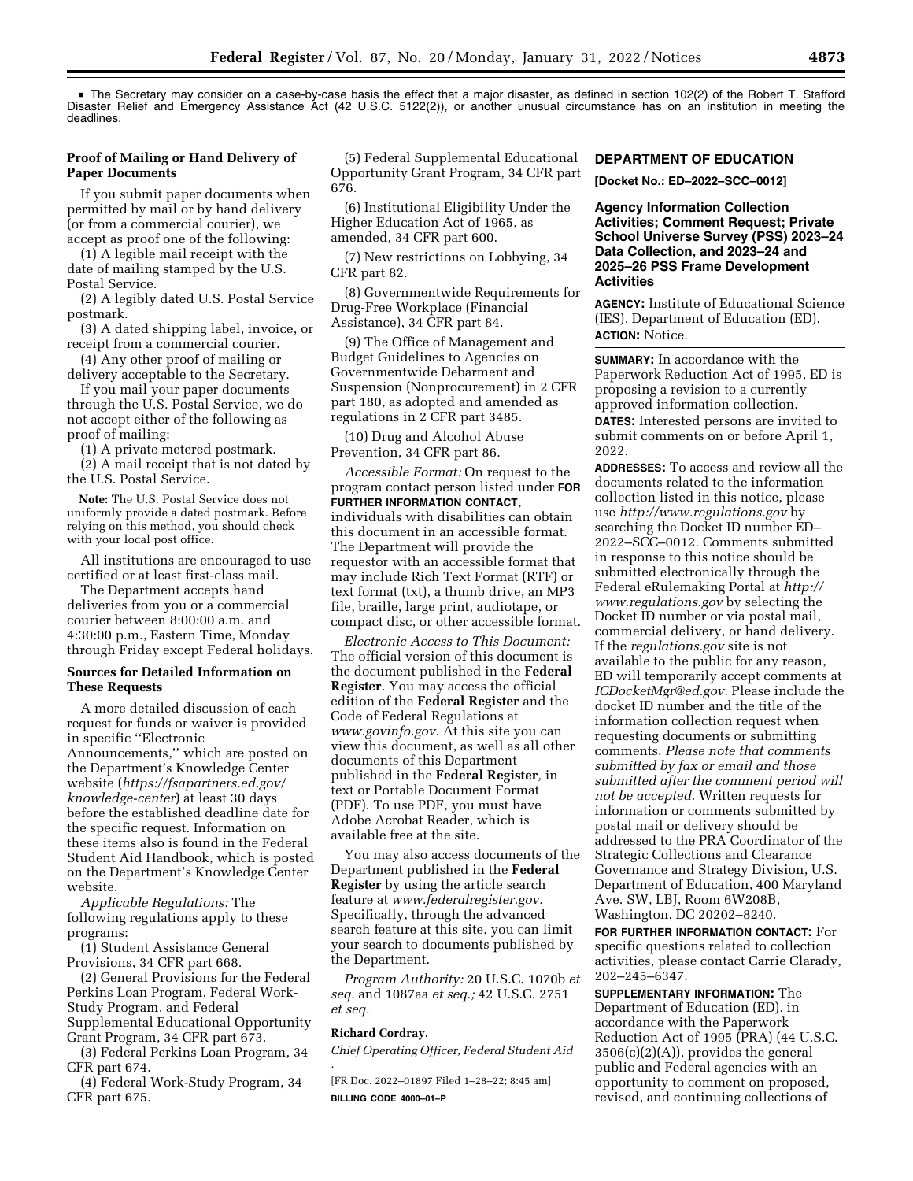■ The Secretary may consider on a case-by-case basis the effect that a major disaster, as defined in section 102(2) of the Robert T. Stafford Disaster Relief and Emergency Assistance Act (42 U.S.C. 5122(2)), or another unusual circumstance has on an institution in meeting the deadlines.

### Proof of Mailing or Hand Delivery of Paper Documents

If you submit paper documents when permitted by mail or by hand delivery (or from a commercial courier), we accept as proof one of the following:

(1) A legible mail receipt with the date of mailing stamped by the U.S. Postal Service.

(2) A legibly dated U.S. Postal Service postmark.

(3) A dated shipping label, invoice, or receipt from a commercial courier.

(4) Any other proof of mailing or delivery acceptable to the Secretary.

If you mail your paper documents through the U.S. Postal Service, we do not accept either of the following as proof of mailing:

(1) A private metered postmark.

(2) A mail receipt that is not dated by the U.S. Postal Service.

**Note:** The U.S. Postal Service does not uniformly provide a dated postmark. Before relying on this method, you should check with your local post office.

All institutions are encouraged to use certified or at least first-class mail.

The Department accepts hand deliveries from you or a commercial courier between 8:00:00 a.m. and 4:30:00 p.m., Eastern Time, Monday through Friday except Federal holidays.

### Sources for Detailed Information on These Requests

A more detailed discussion of each request for funds or waiver is provided in specific ''Electronic Announcements,'' which are posted on the Department's Knowledge Center website (*https://fsapartners.ed.gov/knowledge-center*) at least 30 days before the established deadline date for the specific request. Information on these items also is found in the Federal Student Aid Handbook, which is posted on the Department's Knowledge Center website.

*Applicable Regulations:* The following regulations apply to these programs:

(1) Student Assistance General Provisions, 34 CFR part 668.

(2) General Provisions for the Federal Perkins Loan Program, Federal Work-Study Program, and Federal Supplemental Educational Opportunity Grant Program, 34 CFR part 673.

(3) Federal Perkins Loan Program, 34 CFR part 674.

(4) Federal Work-Study Program, 34 CFR part 675.

(5) Federal Supplemental Educational Opportunity Grant Program, 34 CFR part 676.

(6) Institutional Eligibility Under the Higher Education Act of 1965, as amended, 34 CFR part 600.

(7) New restrictions on Lobbying, 34 CFR part 82.

(8) Governmentwide Requirements for Drug-Free Workplace (Financial Assistance), 34 CFR part 84.

(9) The Office of Management and Budget Guidelines to Agencies on Governmentwide Debarment and Suspension (Nonprocurement) in 2 CFR part 180, as adopted and amended as regulations in 2 CFR part 3485.

(10) Drug and Alcohol Abuse Prevention, 34 CFR part 86.

*Accessible Format:* On request to the program contact person listed under **FOR FURTHER INFORMATION CONTACT**, individuals with disabilities can obtain this document in an accessible format. The Department will provide the requestor with an accessible format that may include Rich Text Format (RTF) or text format (txt), a thumb drive, an MP3 file, braille, large print, audiotape, or compact disc, or other accessible format.

*Electronic Access to This Document:* The official version of this document is the document published in the **Federal Register**. You may access the official edition of the **Federal Register** and the Code of Federal Regulations at *www.govinfo.gov.* At this site you can view this document, as well as all other documents of this Department published in the **Federal Register**, in text or Portable Document Format (PDF). To use PDF, you must have Adobe Acrobat Reader, which is available free at the site.

You may also access documents of the Department published in the **Federal Register** by using the article search feature at *www.federalregister.gov.* Specifically, through the advanced search feature at this site, you can limit your search to documents published by the Department.

*Program Authority:* 20 U.S.C. 1070b *et seq.* and 1087aa *et seq.;* 42 U.S.C. 2751 *et seq.*

**Richard Cordray,**

*Chief Operating Officer, Federal Student Aid*

.

[FR Doc. 2022–01897 Filed 1–28–22; 8:45 am]

**BILLING CODE 4000–01–P**

## DEPARTMENT OF EDUCATION

**[Docket No.: ED–2022–SCC–0012]**

### Agency Information Collection Activities; Comment Request; Private School Universe Survey (PSS) 2023–24 Data Collection, and 2023–24 and 2025–26 PSS Frame Development Activities

**AGENCY:** Institute of Educational Science (IES), Department of Education (ED).

**ACTION:** Notice.

**SUMMARY:** In accordance with the Paperwork Reduction Act of 1995, ED is proposing a revision to a currently approved information collection.

**DATES:** Interested persons are invited to submit comments on or before April 1, 2022.

**ADDRESSES:** To access and review all the documents related to the information collection listed in this notice, please use *http://www.regulations.gov* by searching the Docket ID number ED–2022–SCC–0012. Comments submitted in response to this notice should be submitted electronically through the Federal eRulemaking Portal at *http://www.regulations.gov* by selecting the Docket ID number or via postal mail, commercial delivery, or hand delivery. If the *regulations.gov* site is not available to the public for any reason, ED will temporarily accept comments at *ICDocketMgr@ed.gov.* Please include the docket ID number and the title of the information collection request when requesting documents or submitting comments. *Please note that comments submitted by fax or email and those submitted after the comment period will not be accepted.* Written requests for information or comments submitted by postal mail or delivery should be addressed to the PRA Coordinator of the Strategic Collections and Clearance Governance and Strategy Division, U.S. Department of Education, 400 Maryland Ave. SW, LBJ, Room 6W208B, Washington, DC 20202–8240.

**FOR FURTHER INFORMATION CONTACT:** For specific questions related to collection activities, please contact Carrie Clarady, 202–245–6347.

**SUPPLEMENTARY INFORMATION:** The Department of Education (ED), in accordance with the Paperwork Reduction Act of 1995 (PRA) (44 U.S.C. 3506(c)(2)(A)), provides the general public and Federal agencies with an opportunity to comment on proposed, revised, and continuing collections of